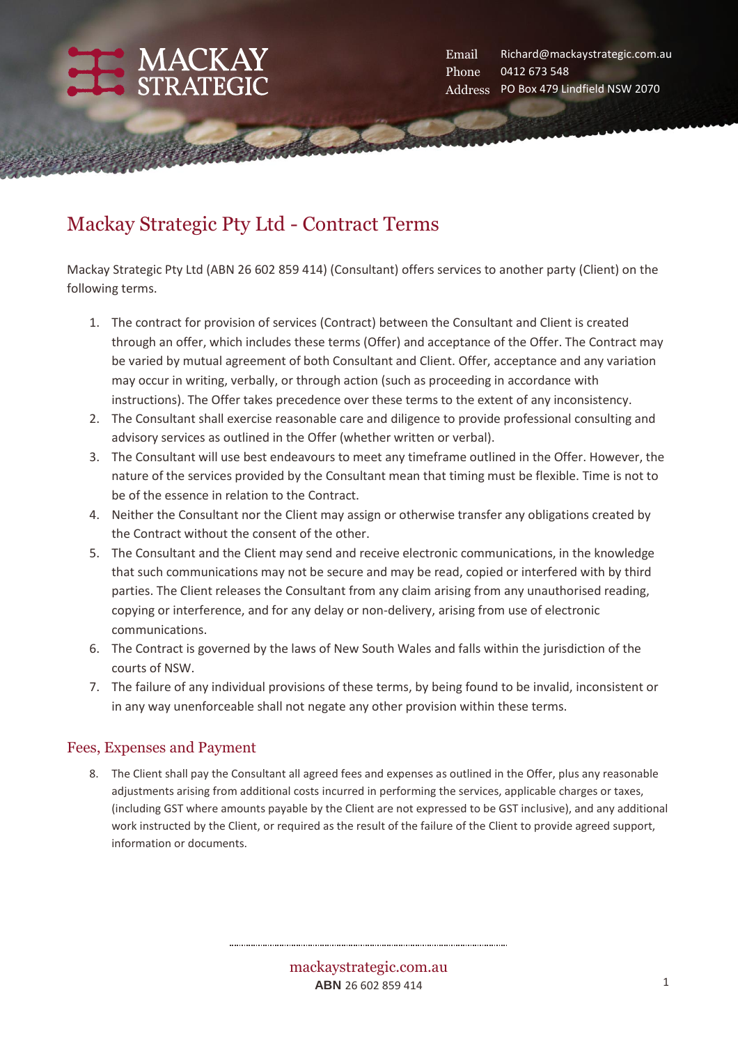MACKAY STRATEGIC

Email Richard@mackaystrategic.com.au
Phone 0412 673 548
Address PO Box 479 Lindfield NSW 2070

# Mackay Strategic Pty Ltd - Contract Terms

Mackay Strategic Pty Ltd (ABN 26 602 859 414) (Consultant) offers services to another party (Client) on the following terms.

1. The contract for provision of services (Contract) between the Consultant and Client is created through an offer, which includes these terms (Offer) and acceptance of the Offer. The Contract may be varied by mutual agreement of both Consultant and Client. Offer, acceptance and any variation may occur in writing, verbally, or through action (such as proceeding in accordance with instructions). The Offer takes precedence over these terms to the extent of any inconsistency.
2. The Consultant shall exercise reasonable care and diligence to provide professional consulting and advisory services as outlined in the Offer (whether written or verbal).
3. The Consultant will use best endeavours to meet any timeframe outlined in the Offer. However, the nature of the services provided by the Consultant mean that timing must be flexible. Time is not to be of the essence in relation to the Contract.
4. Neither the Consultant nor the Client may assign or otherwise transfer any obligations created by the Contract without the consent of the other.
5. The Consultant and the Client may send and receive electronic communications, in the knowledge that such communications may not be secure and may be read, copied or interfered with by third parties. The Client releases the Consultant from any claim arising from any unauthorised reading, copying or interference, and for any delay or non-delivery, arising from use of electronic communications.
6. The Contract is governed by the laws of New South Wales and falls within the jurisdiction of the courts of NSW.
7. The failure of any individual provisions of these terms, by being found to be invalid, inconsistent or in any way unenforceable shall not negate any other provision within these terms.

## Fees, Expenses and Payment

8. The Client shall pay the Consultant all agreed fees and expenses as outlined in the Offer, plus any reasonable adjustments arising from additional costs incurred in performing the services, applicable charges or taxes, (including GST where amounts payable by the Client are not expressed to be GST inclusive), and any additional work instructed by the Client, or required as the result of the failure of the Client to provide agreed support, information or documents.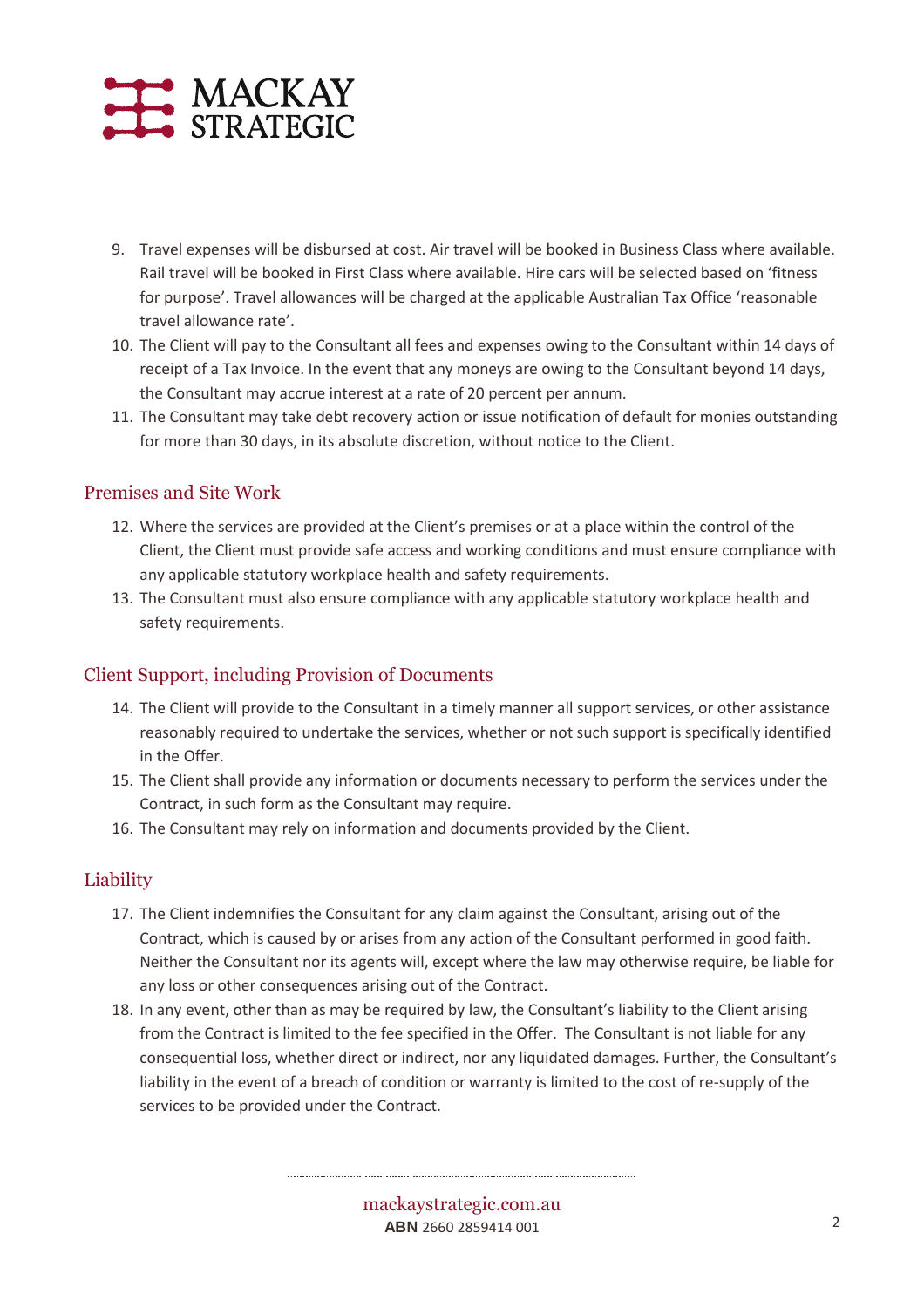9. Travel expenses will be disbursed at cost. Air travel will be booked in Business Class where available. Rail travel will be booked in First Class where available. Hire cars will be selected based on 'fitness for purpose'. Travel allowances will be charged at the applicable Australian Tax Office 'reasonable travel allowance rate'.
10. The Client will pay to the Consultant all fees and expenses owing to the Consultant within 14 days of receipt of a Tax Invoice. In the event that any moneys are owing to the Consultant beyond 14 days, the Consultant may accrue interest at a rate of 20 percent per annum.
11. The Consultant may take debt recovery action or issue notification of default for monies outstanding for more than 30 days, in its absolute discretion, without notice to the Client.

## Premises and Site Work

12. Where the services are provided at the Client's premises or at a place within the control of the Client, the Client must provide safe access and working conditions and must ensure compliance with any applicable statutory workplace health and safety requirements.
13. The Consultant must also ensure compliance with any applicable statutory workplace health and safety requirements.

## Client Support, including Provision of Documents

14. The Client will provide to the Consultant in a timely manner all support services, or other assistance reasonably required to undertake the services, whether or not such support is specifically identified in the Offer.
15. The Client shall provide any information or documents necessary to perform the services under the Contract, in such form as the Consultant may require.
16. The Consultant may rely on information and documents provided by the Client.

## Liability

17. The Client indemnifies the Consultant for any claim against the Consultant, arising out of the Contract, which is caused by or arises from any action of the Consultant performed in good faith. Neither the Consultant nor its agents will, except where the law may otherwise require, be liable for any loss or other consequences arising out of the Contract.
18. In any event, other than as may be required by law, the Consultant's liability to the Client arising from the Contract is limited to the fee specified in the Offer. The Consultant is not liable for any consequential loss, whether direct or indirect, nor any liquidated damages. Further, the Consultant's liability in the event of a breach of condition or warranty is limited to the cost of re-supply of the services to be provided under the Contract.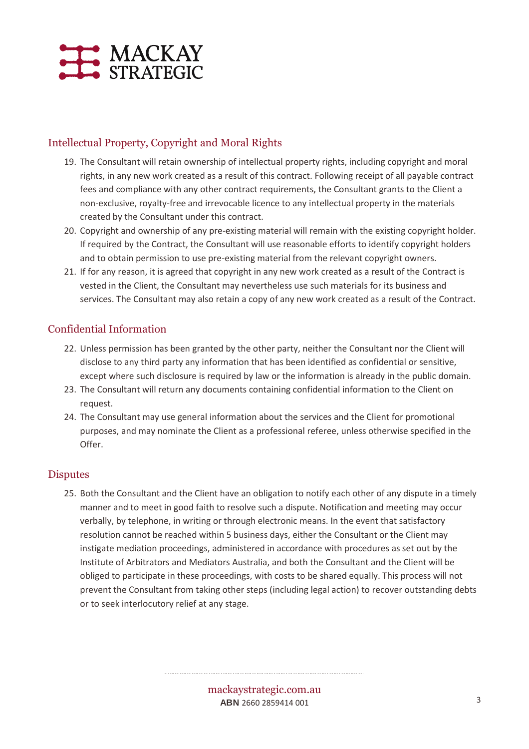## Intellectual Property, Copyright and Moral Rights

19. The Consultant will retain ownership of intellectual property rights, including copyright and moral rights, in any new work created as a result of this contract. Following receipt of all payable contract fees and compliance with any other contract requirements, the Consultant grants to the Client a non-exclusive, royalty-free and irrevocable licence to any intellectual property in the materials created by the Consultant under this contract.
20. Copyright and ownership of any pre-existing material will remain with the existing copyright holder. If required by the Contract, the Consultant will use reasonable efforts to identify copyright holders and to obtain permission to use pre-existing material from the relevant copyright owners.
21. If for any reason, it is agreed that copyright in any new work created as a result of the Contract is vested in the Client, the Consultant may nevertheless use such materials for its business and services. The Consultant may also retain a copy of any new work created as a result of the Contract.

## Confidential Information

22. Unless permission has been granted by the other party, neither the Consultant nor the Client will disclose to any third party any information that has been identified as confidential or sensitive, except where such disclosure is required by law or the information is already in the public domain.
23. The Consultant will return any documents containing confidential information to the Client on request.
24. The Consultant may use general information about the services and the Client for promotional purposes, and may nominate the Client as a professional referee, unless otherwise specified in the Offer.

## Disputes

25. Both the Consultant and the Client have an obligation to notify each other of any dispute in a timely manner and to meet in good faith to resolve such a dispute. Notification and meeting may occur verbally, by telephone, in writing or through electronic means. In the event that satisfactory resolution cannot be reached within 5 business days, either the Consultant or the Client may instigate mediation proceedings, administered in accordance with procedures as set out by the Institute of Arbitrators and Mediators Australia, and both the Consultant and the Client will be obliged to participate in these proceedings, with costs to be shared equally. This process will not prevent the Consultant from taking other steps (including legal action) to recover outstanding debts or to seek interlocutory relief at any stage.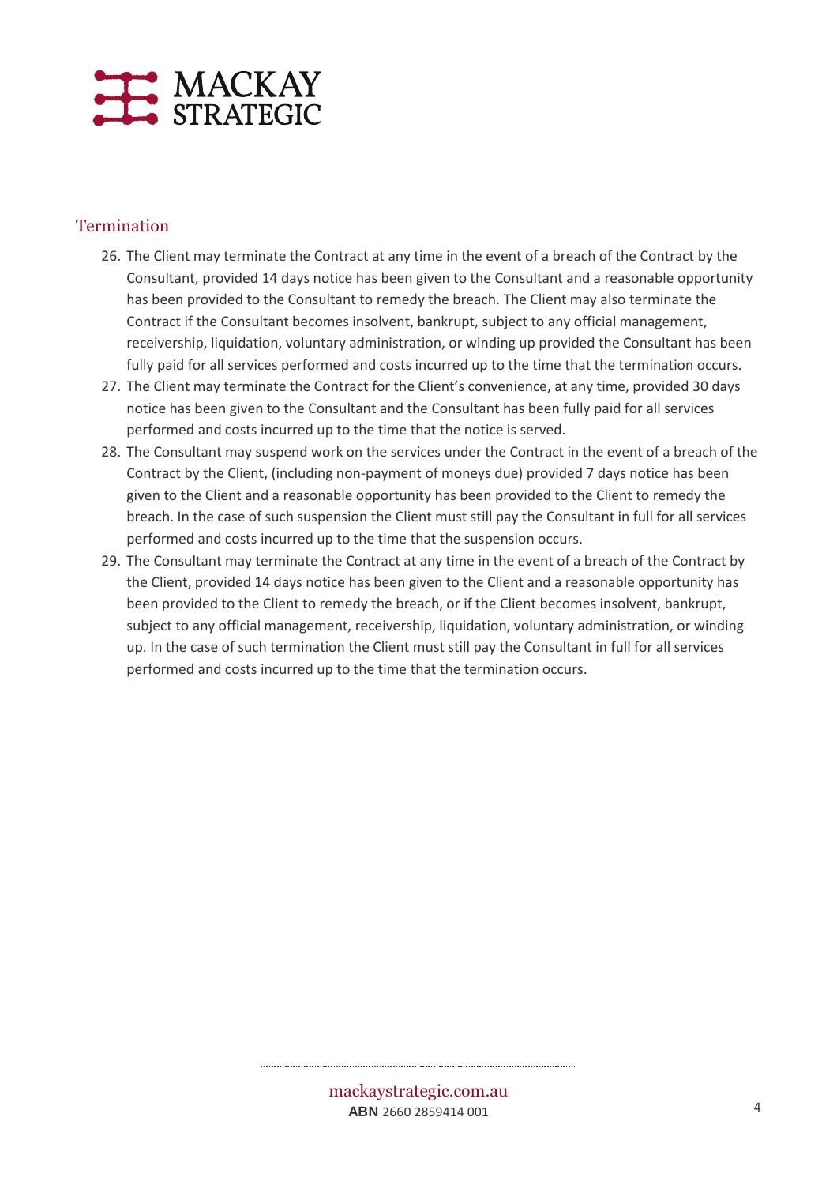## Termination

26. The Client may terminate the Contract at any time in the event of a breach of the Contract by the Consultant, provided 14 days notice has been given to the Consultant and a reasonable opportunity has been provided to the Consultant to remedy the breach. The Client may also terminate the Contract if the Consultant becomes insolvent, bankrupt, subject to any official management, receivership, liquidation, voluntary administration, or winding up provided the Consultant has been fully paid for all services performed and costs incurred up to the time that the termination occurs.
27. The Client may terminate the Contract for the Client's convenience, at any time, provided 30 days notice has been given to the Consultant and the Consultant has been fully paid for all services performed and costs incurred up to the time that the notice is served.
28. The Consultant may suspend work on the services under the Contract in the event of a breach of the Contract by the Client, (including non-payment of moneys due) provided 7 days notice has been given to the Client and a reasonable opportunity has been provided to the Client to remedy the breach. In the case of such suspension the Client must still pay the Consultant in full for all services performed and costs incurred up to the time that the suspension occurs.
29. The Consultant may terminate the Contract at any time in the event of a breach of the Contract by the Client, provided 14 days notice has been given to the Client and a reasonable opportunity has been provided to the Client to remedy the breach, or if the Client becomes insolvent, bankrupt, subject to any official management, receivership, liquidation, voluntary administration, or winding up. In the case of such termination the Client must still pay the Consultant in full for all services performed and costs incurred up to the time that the termination occurs.